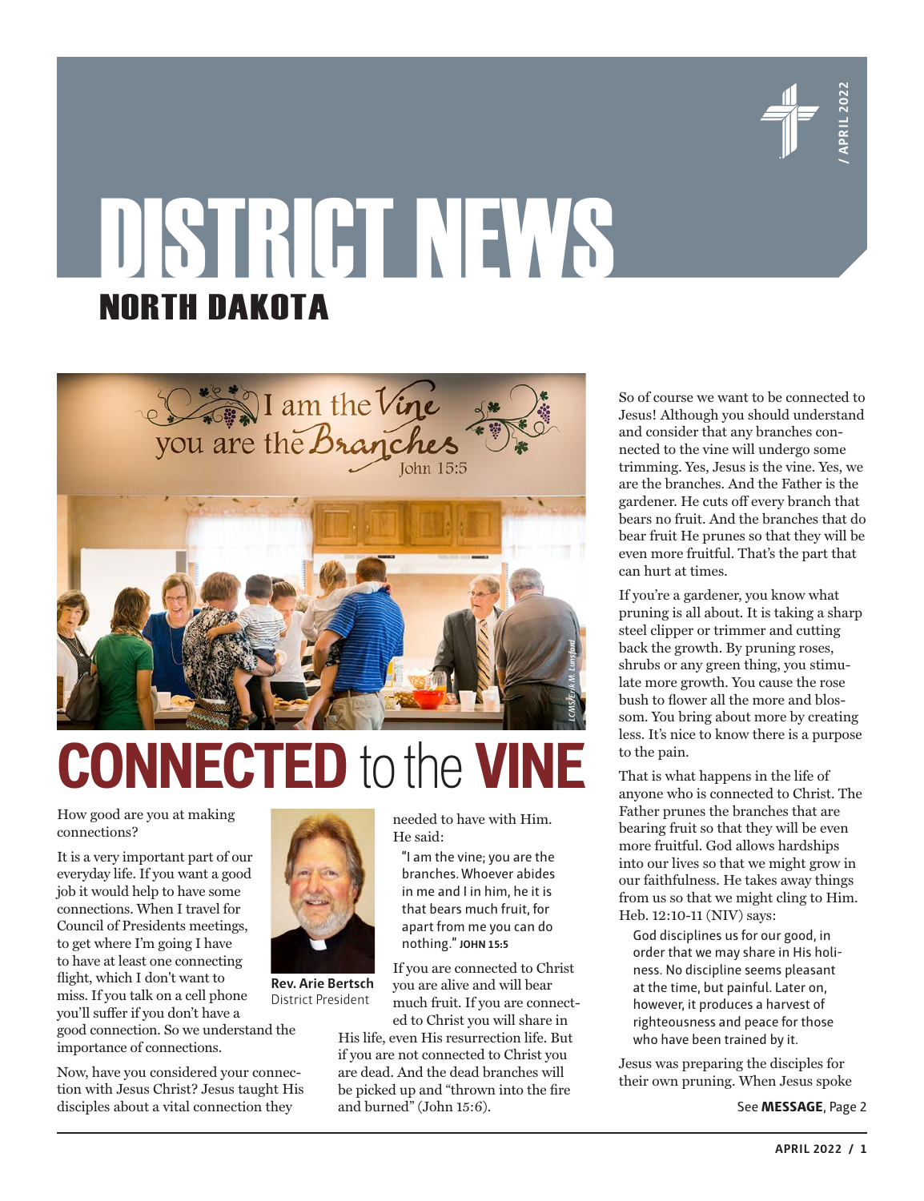# DISTRICT NEWS

## NORTH DAKOTA

# CONNECTED to the VINE

How good are you at making connections?

It is a very important part of our everyday life. If you want a good job it would help to have some connections. When I travel for Council of Presidents meetings, to get where I'm going I have to have at least one connecting flight, which I don't want to miss. If you talk on a cell phone you'll suffer if you don't have a good connection. So we understand the importance of connections.

**Rev. Arie Bertsch**
District President

Now, have you considered your connection with Jesus Christ? Jesus taught His disciples about a vital connection they needed to have with Him. He said:

> "I am the vine; you are the branches. Whoever abides in me and I in him, he it is that bears much fruit, for apart from me you can do nothing." **JOHN 15:5**

If you are connected to Christ you are alive and will bear much fruit. If you are connected to Christ you will share in His life, even His resurrection life. But if you are not connected to Christ you are dead. And the dead branches will be picked up and "thrown into the fire and burned" (John 15:6).

So of course we want to be connected to Jesus! Although you should understand and consider that any branches connected to the vine will undergo some trimming. Yes, Jesus is the vine. Yes, we are the branches. And the Father is the gardener. He cuts off every branch that bears no fruit. And the branches that do bear fruit He prunes so that they will be even more fruitful. That's the part that can hurt at times.

If you're a gardener, you know what pruning is all about. It is taking a sharp steel clipper or trimmer and cutting back the growth. By pruning roses, shrubs or any green thing, you stimulate more growth. You cause the rose bush to flower all the more and blossom. You bring about more by creating less. It's nice to know there is a purpose to the pain.

That is what happens in the life of anyone who is connected to Christ. The Father prunes the branches that are bearing fruit so that they will be even more fruitful. God allows hardships into our lives so that we might grow in our faithfulness. He takes away things from us so that we might cling to Him. Heb. 12:10-11 (NIV) says:

> God disciplines us for our good, in order that we may share in His holiness. No discipline seems pleasant at the time, but painful. Later on, however, it produces a harvest of righteousness and peace for those who have been trained by it.

Jesus was preparing the disciples for their own pruning. When Jesus spoke

See **MESSAGE**, Page 2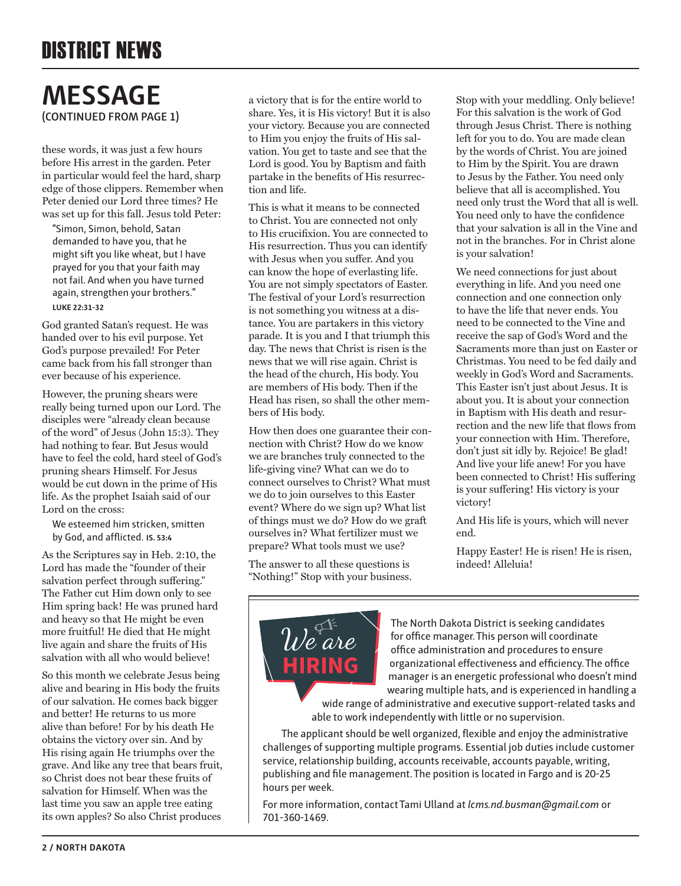# DISTRICT NEWS

## MESSAGE
(CONTINUED FROM PAGE 1)

these words, it was just a few hours before His arrest in the garden. Peter in particular would feel the hard, sharp edge of those clippers. Remember when Peter denied our Lord three times? He was set up for this fall. Jesus told Peter:

> "Simon, Simon, behold, Satan demanded to have you, that he might sift you like wheat, but I have prayed for you that your faith may not fail. And when you have turned again, strengthen your brothers."
> **LUKE 22:31-32**

God granted Satan's request. He was handed over to his evil purpose. Yet God's purpose prevailed! For Peter came back from his fall stronger than ever because of his experience.

However, the pruning shears were really being turned upon our Lord. The disciples were "already clean because of the word" of Jesus (John 15:3). They had nothing to fear. But Jesus would have to feel the cold, hard steel of God's pruning shears Himself. For Jesus would be cut down in the prime of His life. As the prophet Isaiah said of our Lord on the cross:

> We esteemed him stricken, smitten by God, and afflicted. **IS. 53:4**

As the Scriptures say in Heb. 2:10, the Lord has made the "founder of their salvation perfect through suffering." The Father cut Him down only to see Him spring back! He was pruned hard and heavy so that He might be even more fruitful! He died that He might live again and share the fruits of His salvation with all who would believe!

So this month we celebrate Jesus being alive and bearing in His body the fruits of our salvation. He comes back bigger and better! He returns to us more alive than before! For by his death He obtains the victory over sin. And by His rising again He triumphs over the grave. And like any tree that bears fruit, so Christ does not bear these fruits of salvation for Himself. When was the last time you saw an apple tree eating its own apples? So also Christ produces a victory that is for the entire world to share. Yes, it is His victory! But it is also your victory. Because you are connected to Him you enjoy the fruits of His salvation. You get to taste and see that the Lord is good. You by Baptism and faith partake in the benefits of His resurrection and life.

This is what it means to be connected to Christ. You are connected not only to His crucifixion. You are connected to His resurrection. Thus you can identify with Jesus when you suffer. And you can know the hope of everlasting life. You are not simply spectators of Easter. The festival of your Lord's resurrection is not something you witness at a distance. You are partakers in this victory parade. It is you and I that triumph this day. The news that Christ is risen is the news that we will rise again. Christ is the head of the church, His body. You are members of His body. Then if the Head has risen, so shall the other members of His body.

How then does one guarantee their connection with Christ? How do we know we are branches truly connected to the life-giving vine? What can we do to connect ourselves to Christ? What must we do to join ourselves to this Easter event? Where do we sign up? What list of things must we do? How do we graft ourselves in? What fertilizer must we prepare? What tools must we use?

The answer to all these questions is "Nothing!" Stop with your business. Stop with your meddling. Only believe! For this salvation is the work of God through Jesus Christ. There is nothing left for you to do. You are made clean by the words of Christ. You are joined to Him by the Spirit. You are drawn to Jesus by the Father. You need only believe that all is accomplished. You need only trust the Word that all is well. You need only to have the confidence that your salvation is all in the Vine and not in the branches. For in Christ alone is your salvation!

We need connections for just about everything in life. And you need one connection and one connection only to have the life that never ends. You need to be connected to the Vine and receive the sap of God's Word and the Sacraments more than just on Easter or Christmas. You need to be fed daily and weekly in God's Word and Sacraments. This Easter isn't just about Jesus. It is about you. It is about your connection in Baptism with His death and resurrection and the new life that flows from your connection with Him. Therefore, don't just sit idly by. Rejoice! Be glad! And live your life anew! For you have been connected to Christ! His suffering is your suffering! His victory is your victory!

And His life is yours, which will never end.

Happy Easter! He is risen! He is risen, indeed! Alleluia!

---

## We are HIRING

The North Dakota District is seeking candidates for office manager. This person will coordinate office administration and procedures to ensure organizational effectiveness and efficiency. The office manager is an energetic professional who doesn't mind wearing multiple hats, and is experienced in handling a wide range of administrative and executive support-related tasks and able to work independently with little or no supervision.

The applicant should be well organized, flexible and enjoy the administrative challenges of supporting multiple programs. Essential job duties include customer service, relationship building, accounts receivable, accounts payable, writing, publishing and file management. The position is located in Fargo and is 20-25 hours per week.

For more information, contact Tami Ulland at *lcms.nd.busman@gmail.com* or 701-360-1469.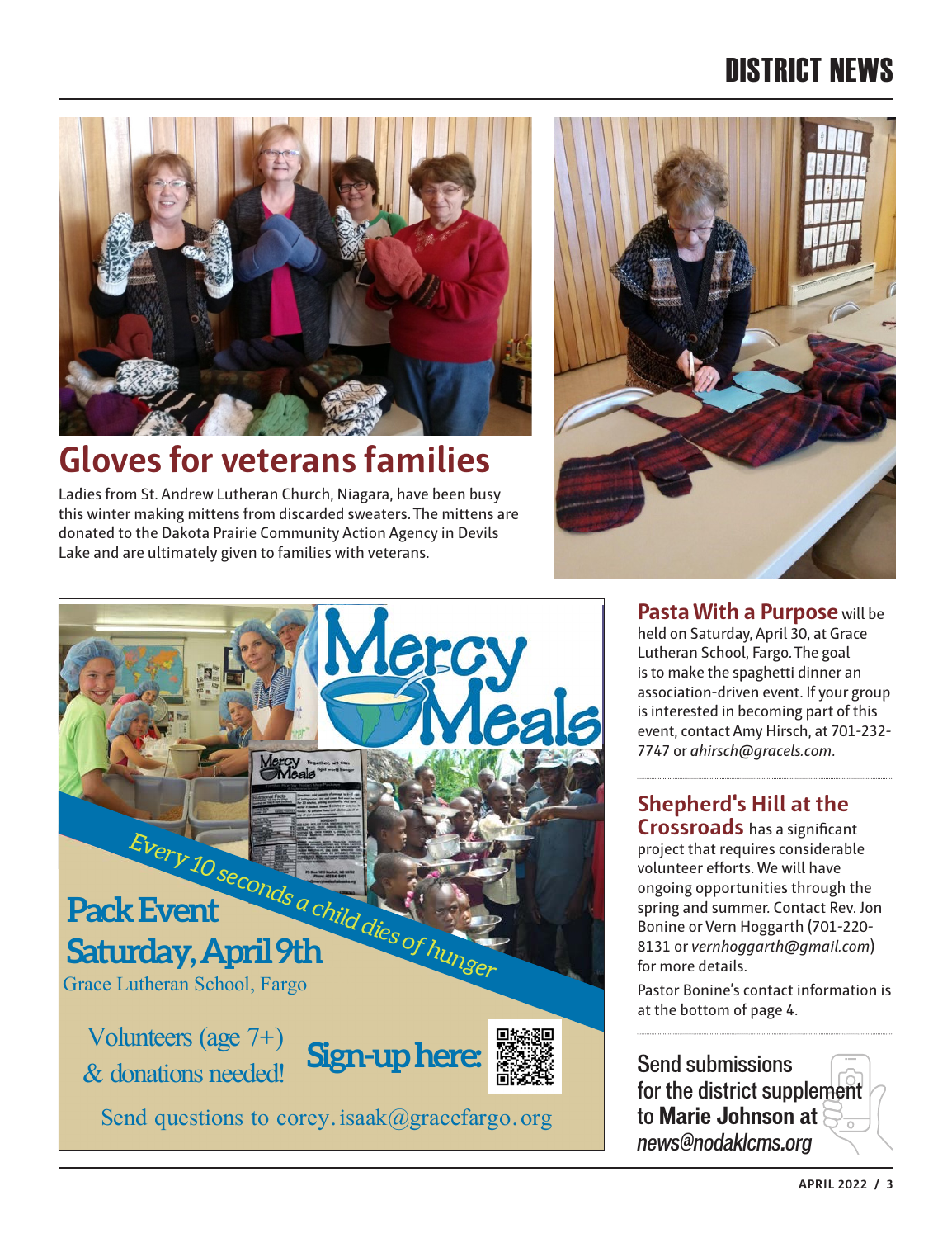## Gloves for veterans families

Ladies from St. Andrew Lutheran Church, Niagara, have been busy this winter making mittens from discarded sweaters. The mittens are donated to the Dakota Prairie Community Action Agency in Devils Lake and are ultimately given to families with veterans.

# Mercy Meals

*Every 10 seconds a child dies of hunger*

**Pack Event**
**Saturday, April 9th**
Grace Lutheran School, Fargo

Volunteers (age 7+) & donations needed!

**Sign-up here:**

Send questions to corey.isaak@gracefargo.org

**Pasta With a Purpose** will be held on Saturday, April 30, at Grace Lutheran School, Fargo. The goal is to make the spaghetti dinner an association-driven event. If your group is interested in becoming part of this event, contact Amy Hirsch, at 701-232-7747 or *ahirsch@gracels.com*.

**Shepherd's Hill at the Crossroads** has a significant project that requires considerable volunteer efforts. We will have ongoing opportunities through the spring and summer. Contact Rev. Jon Bonine or Vern Hoggarth (701-220-8131 or *vernhoggarth@gmail.com*) for more details.

Pastor Bonine's contact information is at the bottom of page 4.

Send submissions for the district supplement to **Marie Johnson at** *news@nodaklcms.org*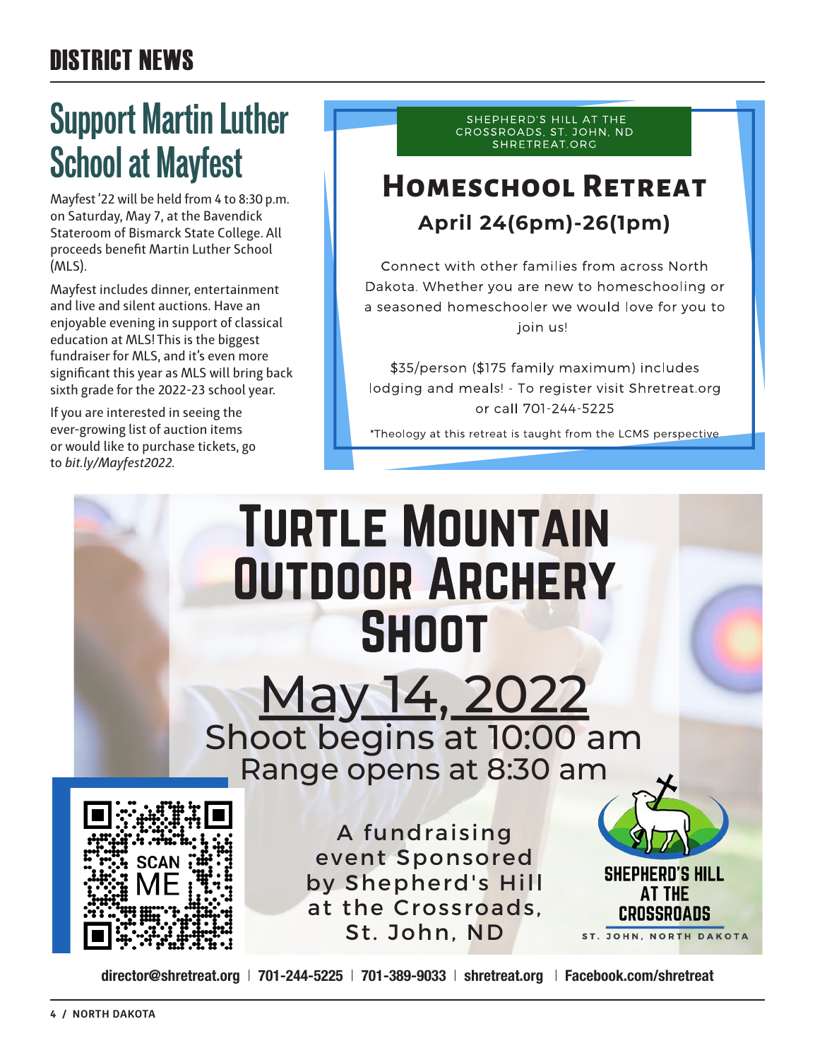# DISTRICT NEWS

## Support Martin Luther School at Mayfest

Mayfest '22 will be held from 4 to 8:30 p.m. on Saturday, May 7, at the Bavendick Stateroom of Bismarck State College. All proceeds benefit Martin Luther School (MLS).

Mayfest includes dinner, entertainment and live and silent auctions. Have an enjoyable evening in support of classical education at MLS! This is the biggest fundraiser for MLS, and it's even more significant this year as MLS will bring back sixth grade for the 2022-23 school year.

If you are interested in seeing the ever-growing list of auction items or would like to purchase tickets, go to *bit.ly/Mayfest2022*.

SHEPHERD'S HILL AT THE CROSSROADS, ST. JOHN, ND
SHRETREAT.ORG

## Homeschool Retreat

**April 24(6pm)-26(1pm)**

Connect with other families from across North Dakota. Whether you are new to homeschooling or a seasoned homeschooler we would love for you to join us!

$35/person ($175 family maximum) includes lodging and meals! - To register visit Shretreat.org or call 701-244-5225

*Theology at this retreat is taught from the LCMS perspective.

## Turtle Mountain Outdoor Archery Shoot

May 14, 2022

Shoot begins at 10:00 am

Range opens at 8:30 am

SCAN ME

A fundraising event Sponsored by Shepherd's Hill at the Crossroads, St. John, ND

SHEPHERD'S HILL AT THE CROSSROADS

ST. JOHN, NORTH DAKOTA

**director@shretreat.org | 701-244-5225 | 701-389-9033 | shretreat.org | Facebook.com/shretreat**